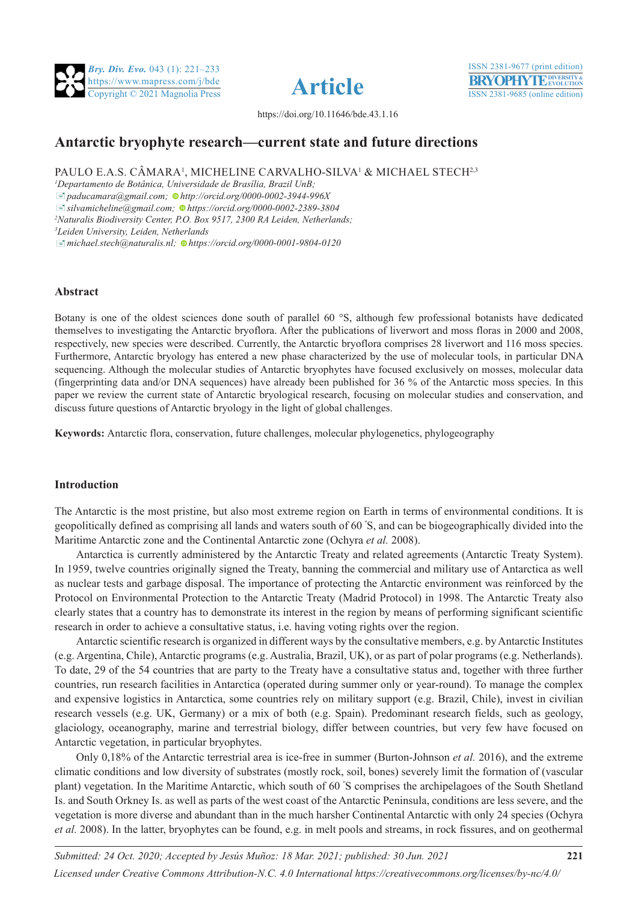https://doi.org/10.11646/bde.43.1.16

# Antarctic bryophyte research—current state and future directions

PAULO E.A.S. CÂMARA[1], MICHELINE CARVALHO-SILVA[1] & MICHAEL STECH[2,3]

[1]*Departamento de Botânica, Universidade de Brasília, Brazil UnB;*
*paducamara@gmail.com; http://orcid.org/0000-0002-3944-996X*
*silvamicheline@gmail.com; https://orcid.org/0000-0002-2389-3804*
[2]*Naturalis Biodiversity Center, P.O. Box 9517, 2300 RA Leiden, Netherlands;*
[3]*Leiden University, Leiden, Netherlands*
*michael.stech@naturalis.nl; https://orcid.org/0000-0001-9804-0120*

## Abstract

Botany is one of the oldest sciences done south of parallel 60 °S, although few professional botanists have dedicated themselves to investigating the Antarctic bryoflora. After the publications of liverwort and moss floras in 2000 and 2008, respectively, new species were described. Currently, the Antarctic bryoflora comprises 28 liverwort and 116 moss species. Furthermore, Antarctic bryology has entered a new phase characterized by the use of molecular tools, in particular DNA sequencing. Although the molecular studies of Antarctic bryophytes have focused exclusively on mosses, molecular data (fingerprinting data and/or DNA sequences) have already been published for 36 % of the Antarctic moss species. In this paper we review the current state of Antarctic bryological research, focusing on molecular studies and conservation, and discuss future questions of Antarctic bryology in the light of global challenges.

**Keywords:** Antarctic flora, conservation, future challenges, molecular phylogenetics, phylogeography

## Introduction

The Antarctic is the most pristine, but also most extreme region on Earth in terms of environmental conditions. It is geopolitically defined as comprising all lands and waters south of 60 °S, and can be biogeographically divided into the Maritime Antarctic zone and the Continental Antarctic zone (Ochyra *et al.* 2008).

Antarctica is currently administered by the Antarctic Treaty and related agreements (Antarctic Treaty System). In 1959, twelve countries originally signed the Treaty, banning the commercial and military use of Antarctica as well as nuclear tests and garbage disposal. The importance of protecting the Antarctic environment was reinforced by the Protocol on Environmental Protection to the Antarctic Treaty (Madrid Protocol) in 1998. The Antarctic Treaty also clearly states that a country has to demonstrate its interest in the region by means of performing significant scientific research in order to achieve a consultative status, i.e. having voting rights over the region.

Antarctic scientific research is organized in different ways by the consultative members, e.g. by Antarctic Institutes (e.g. Argentina, Chile), Antarctic programs (e.g. Australia, Brazil, UK), or as part of polar programs (e.g. Netherlands). To date, 29 of the 54 countries that are party to the Treaty have a consultative status and, together with three further countries, run research facilities in Antarctica (operated during summer only or year-round). To manage the complex and expensive logistics in Antarctica, some countries rely on military support (e.g. Brazil, Chile), invest in civilian research vessels (e.g. UK, Germany) or a mix of both (e.g. Spain). Predominant research fields, such as geology, glaciology, oceanography, marine and terrestrial biology, differ between countries, but very few have focused on Antarctic vegetation, in particular bryophytes.

Only 0,18% of the Antarctic terrestrial area is ice-free in summer (Burton-Johnson *et al.* 2016), and the extreme climatic conditions and low diversity of substrates (mostly rock, soil, bones) severely limit the formation of (vascular plant) vegetation. In the Maritime Antarctic, which south of 60 °S comprises the archipelagoes of the South Shetland Is. and South Orkney Is. as well as parts of the west coast of the Antarctic Peninsula, conditions are less severe, and the vegetation is more diverse and abundant than in the much harsher Continental Antarctic with only 24 species (Ochyra *et al.* 2008). In the latter, bryophytes can be found, e.g. in melt pools and streams, in rock fissures, and on geothermal

*Submitted: 24 Oct. 2020; Accepted by Jesús Muñoz: 18 Mar. 2021; published: 30 Jun. 2021*

*Licensed under Creative Commons Attribution-N.C. 4.0 International https://creativecommons.org/licenses/by-nc/4.0/*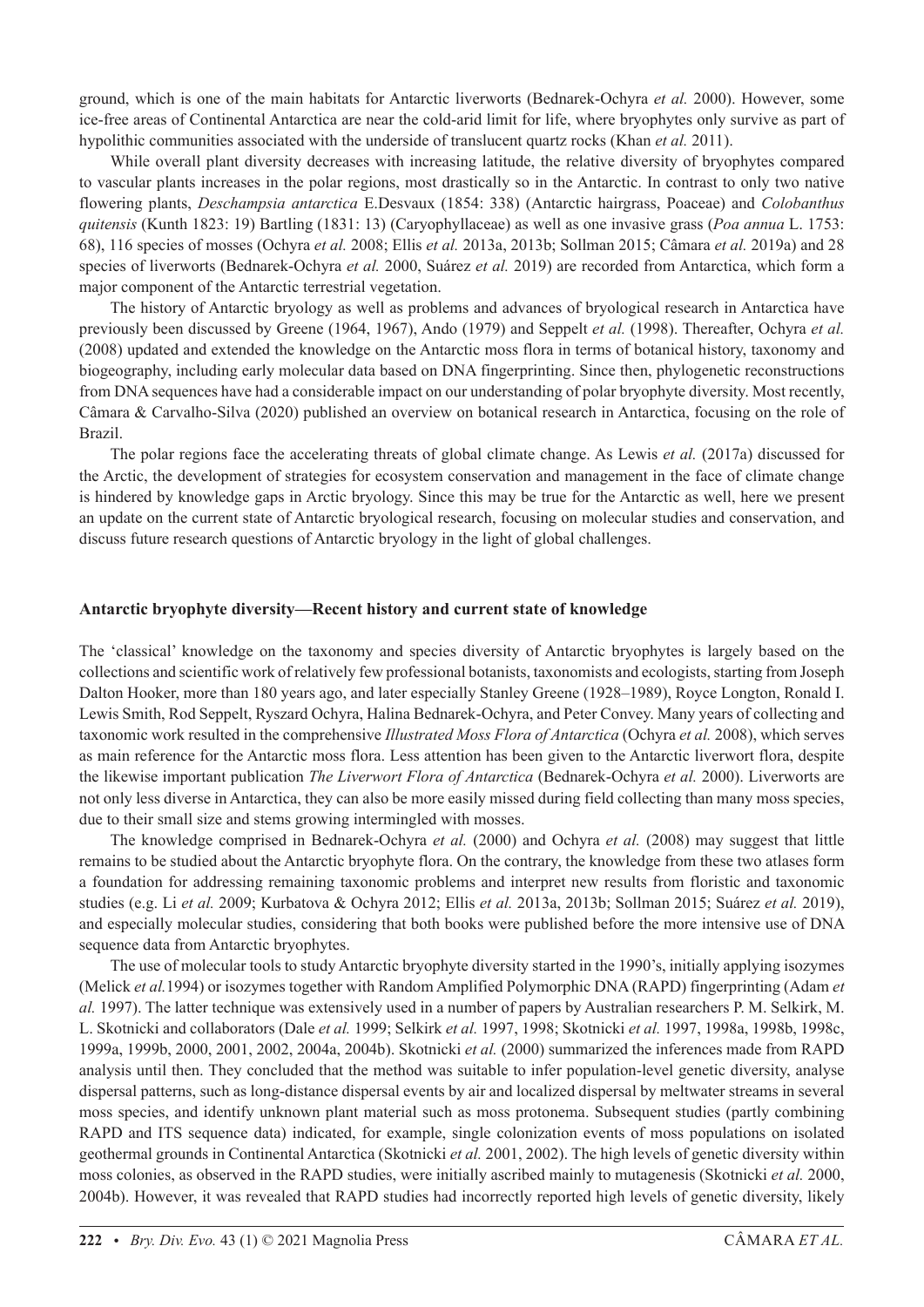ground, which is one of the main habitats for Antarctic liverworts (Bednarek-Ochyra *et al.* 2000). However, some ice-free areas of Continental Antarctica are near the cold-arid limit for life, where bryophytes only survive as part of hypolithic communities associated with the underside of translucent quartz rocks (Khan *et al.* 2011).

While overall plant diversity decreases with increasing latitude, the relative diversity of bryophytes compared to vascular plants increases in the polar regions, most drastically so in the Antarctic. In contrast to only two native flowering plants, *Deschampsia antarctica* E.Desvaux (1854: 338) (Antarctic hairgrass, Poaceae) and *Colobanthus quitensis* (Kunth 1823: 19) Bartling (1831: 13) (Caryophyllaceae) as well as one invasive grass (*Poa annua* L. 1753: 68), 116 species of mosses (Ochyra *et al.* 2008; Ellis *et al.* 2013a, 2013b; Sollman 2015; Câmara *et al.* 2019a) and 28 species of liverworts (Bednarek-Ochyra *et al.* 2000, Suárez *et al.* 2019) are recorded from Antarctica, which form a major component of the Antarctic terrestrial vegetation.

The history of Antarctic bryology as well as problems and advances of bryological research in Antarctica have previously been discussed by Greene (1964, 1967), Ando (1979) and Seppelt *et al.* (1998). Thereafter, Ochyra *et al.* (2008) updated and extended the knowledge on the Antarctic moss flora in terms of botanical history, taxonomy and biogeography, including early molecular data based on DNA fingerprinting. Since then, phylogenetic reconstructions from DNA sequences have had a considerable impact on our understanding of polar bryophyte diversity. Most recently, Câmara & Carvalho-Silva (2020) published an overview on botanical research in Antarctica, focusing on the role of Brazil.

The polar regions face the accelerating threats of global climate change. As Lewis *et al.* (2017a) discussed for the Arctic, the development of strategies for ecosystem conservation and management in the face of climate change is hindered by knowledge gaps in Arctic bryology. Since this may be true for the Antarctic as well, here we present an update on the current state of Antarctic bryological research, focusing on molecular studies and conservation, and discuss future research questions of Antarctic bryology in the light of global challenges.

## Antarctic bryophyte diversity—Recent history and current state of knowledge

The 'classical' knowledge on the taxonomy and species diversity of Antarctic bryophytes is largely based on the collections and scientific work of relatively few professional botanists, taxonomists and ecologists, starting from Joseph Dalton Hooker, more than 180 years ago, and later especially Stanley Greene (1928–1989), Royce Longton, Ronald I. Lewis Smith, Rod Seppelt, Ryszard Ochyra, Halina Bednarek-Ochyra, and Peter Convey. Many years of collecting and taxonomic work resulted in the comprehensive *Illustrated Moss Flora of Antarctica* (Ochyra *et al.* 2008), which serves as main reference for the Antarctic moss flora. Less attention has been given to the Antarctic liverwort flora, despite the likewise important publication *The Liverwort Flora of Antarctica* (Bednarek-Ochyra *et al.* 2000). Liverworts are not only less diverse in Antarctica, they can also be more easily missed during field collecting than many moss species, due to their small size and stems growing intermingled with mosses.

The knowledge comprised in Bednarek-Ochyra *et al.* (2000) and Ochyra *et al.* (2008) may suggest that little remains to be studied about the Antarctic bryophyte flora. On the contrary, the knowledge from these two atlases form a foundation for addressing remaining taxonomic problems and interpret new results from floristic and taxonomic studies (e.g. Li *et al.* 2009; Kurbatova & Ochyra 2012; Ellis *et al.* 2013a, 2013b; Sollman 2015; Suárez *et al.* 2019), and especially molecular studies, considering that both books were published before the more intensive use of DNA sequence data from Antarctic bryophytes.

The use of molecular tools to study Antarctic bryophyte diversity started in the 1990's, initially applying isozymes (Melick *et al.*1994) or isozymes together with Random Amplified Polymorphic DNA (RAPD) fingerprinting (Adam *et al.* 1997). The latter technique was extensively used in a number of papers by Australian researchers P. M. Selkirk, M. L. Skotnicki and collaborators (Dale *et al.* 1999; Selkirk *et al.* 1997, 1998; Skotnicki *et al.* 1997, 1998a, 1998b, 1998c, 1999a, 1999b, 2000, 2001, 2002, 2004a, 2004b). Skotnicki *et al.* (2000) summarized the inferences made from RAPD analysis until then. They concluded that the method was suitable to infer population-level genetic diversity, analyse dispersal patterns, such as long-distance dispersal events by air and localized dispersal by meltwater streams in several moss species, and identify unknown plant material such as moss protonema. Subsequent studies (partly combining RAPD and ITS sequence data) indicated, for example, single colonization events of moss populations on isolated geothermal grounds in Continental Antarctica (Skotnicki *et al.* 2001, 2002). The high levels of genetic diversity within moss colonies, as observed in the RAPD studies, were initially ascribed mainly to mutagenesis (Skotnicki *et al.* 2000, 2004b). However, it was revealed that RAPD studies had incorrectly reported high levels of genetic diversity, likely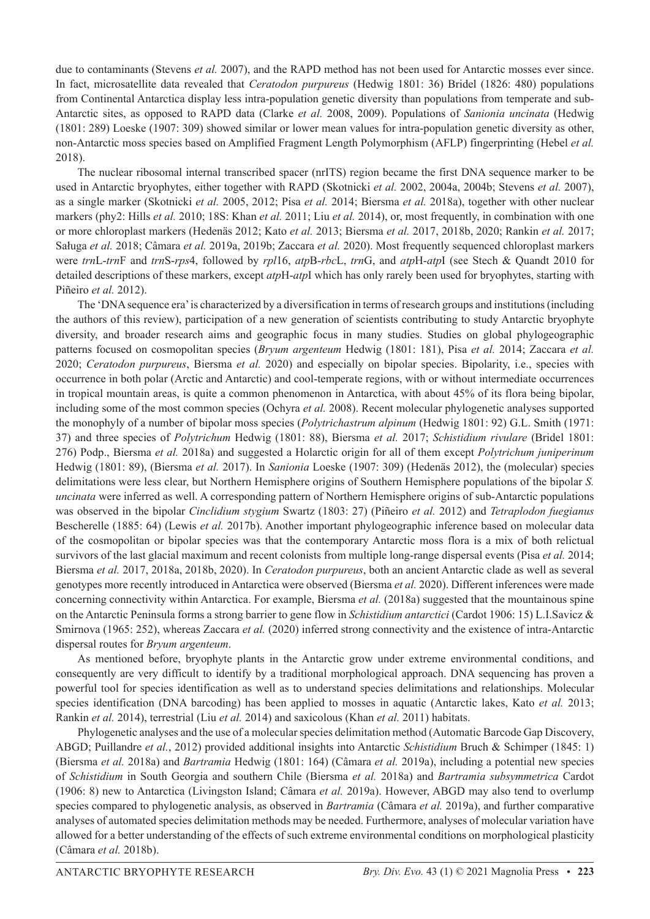due to contaminants (Stevens *et al.* 2007), and the RAPD method has not been used for Antarctic mosses ever since. In fact, microsatellite data revealed that *Ceratodon purpureus* (Hedwig 1801: 36) Bridel (1826: 480) populations from Continental Antarctica display less intra-population genetic diversity than populations from temperate and sub-Antarctic sites, as opposed to RAPD data (Clarke *et al.* 2008, 2009). Populations of *Sanionia uncinata* (Hedwig (1801: 289) Loeske (1907: 309) showed similar or lower mean values for intra-population genetic diversity as other, non-Antarctic moss species based on Amplified Fragment Length Polymorphism (AFLP) fingerprinting (Hebel *et al.* 2018).

The nuclear ribosomal internal transcribed spacer (nrITS) region became the first DNA sequence marker to be used in Antarctic bryophytes, either together with RAPD (Skotnicki *et al.* 2002, 2004a, 2004b; Stevens *et al.* 2007), as a single marker (Skotnicki *et al.* 2005, 2012; Pisa *et al.* 2014; Biersma *et al.* 2018a), together with other nuclear markers (phy2: Hills *et al.* 2010; 18S: Khan *et al.* 2011; Liu *et al.* 2014), or, most frequently, in combination with one or more chloroplast markers (Hedenäs 2012; Kato *et al.* 2013; Biersma *et al.* 2017, 2018b, 2020; Rankin *et al.* 2017; Saługa *et al.* 2018; Câmara *et al.* 2019a, 2019b; Zaccara *et al.* 2020). Most frequently sequenced chloroplast markers were *trn*L-*trn*F and *trn*S-*rps*4, followed by *rpl*16, *atp*B-*rbc*L, *trn*G, and *atp*H-*atp*I (see Stech & Quandt 2010 for detailed descriptions of these markers, except *atp*H-*atp*I which has only rarely been used for bryophytes, starting with Piñeiro *et al.* 2012).

The 'DNA sequence era' is characterized by a diversification in terms of research groups and institutions (including the authors of this review), participation of a new generation of scientists contributing to study Antarctic bryophyte diversity, and broader research aims and geographic focus in many studies. Studies on global phylogeographic patterns focused on cosmopolitan species (*Bryum argenteum* Hedwig (1801: 181), Pisa *et al.* 2014; Zaccara *et al.* 2020; *Ceratodon purpureus*, Biersma *et al.* 2020) and especially on bipolar species. Bipolarity, i.e., species with occurrence in both polar (Arctic and Antarctic) and cool-temperate regions, with or without intermediate occurrences in tropical mountain areas, is quite a common phenomenon in Antarctica, with about 45% of its flora being bipolar, including some of the most common species (Ochyra *et al.* 2008). Recent molecular phylogenetic analyses supported the monophyly of a number of bipolar moss species (*Polytrichastrum alpinum* (Hedwig 1801: 92) G.L. Smith (1971: 37) and three species of *Polytrichum* Hedwig (1801: 88), Biersma *et al.* 2017; *Schistidium rivulare* (Bridel 1801: 276) Podp., Biersma *et al.* 2018a) and suggested a Holarctic origin for all of them except *Polytrichum juniperinum* Hedwig (1801: 89), (Biersma *et al.* 2017). In *Sanionia* Loeske (1907: 309) (Hedenäs 2012), the (molecular) species delimitations were less clear, but Northern Hemisphere origins of Southern Hemisphere populations of the bipolar *S. uncinata* were inferred as well. A corresponding pattern of Northern Hemisphere origins of sub-Antarctic populations was observed in the bipolar *Cinclidium stygium* Swartz (1803: 27) (Piñeiro *et al.* 2012) and *Tetraplodon fuegianus* Bescherelle (1885: 64) (Lewis *et al.* 2017b). Another important phylogeographic inference based on molecular data of the cosmopolitan or bipolar species was that the contemporary Antarctic moss flora is a mix of both relictual survivors of the last glacial maximum and recent colonists from multiple long-range dispersal events (Pisa *et al.* 2014; Biersma *et al.* 2017, 2018a, 2018b, 2020). In *Ceratodon purpureus*, both an ancient Antarctic clade as well as several genotypes more recently introduced in Antarctica were observed (Biersma *et al.* 2020). Different inferences were made concerning connectivity within Antarctica. For example, Biersma *et al.* (2018a) suggested that the mountainous spine on the Antarctic Peninsula forms a strong barrier to gene flow in *Schistidium antarctici* (Cardot 1906: 15) L.I.Savicz & Smirnova (1965: 252), whereas Zaccara *et al.* (2020) inferred strong connectivity and the existence of intra-Antarctic dispersal routes for *Bryum argenteum*.

As mentioned before, bryophyte plants in the Antarctic grow under extreme environmental conditions, and consequently are very difficult to identify by a traditional morphological approach. DNA sequencing has proven a powerful tool for species identification as well as to understand species delimitations and relationships. Molecular species identification (DNA barcoding) has been applied to mosses in aquatic (Antarctic lakes, Kato *et al.* 2013; Rankin *et al.* 2014), terrestrial (Liu *et al.* 2014) and saxicolous (Khan *et al.* 2011) habitats.

Phylogenetic analyses and the use of a molecular species delimitation method (Automatic Barcode Gap Discovery, ABGD; Puillandre *et al.*, 2012) provided additional insights into Antarctic *Schistidium* Bruch & Schimper (1845: 1) (Biersma *et al.* 2018a) and *Bartramia* Hedwig (1801: 164) (Câmara *et al.* 2019a), including a potential new species of *Schistidium* in South Georgia and southern Chile (Biersma *et al.* 2018a) and *Bartramia subsymmetrica* Cardot (1906: 8) new to Antarctica (Livingston Island; Câmara *et al.* 2019a). However, ABGD may also tend to overlump species compared to phylogenetic analysis, as observed in *Bartramia* (Câmara *et al.* 2019a), and further comparative analyses of automated species delimitation methods may be needed. Furthermore, analyses of molecular variation have allowed for a better understanding of the effects of such extreme environmental conditions on morphological plasticity (Câmara *et al.* 2018b).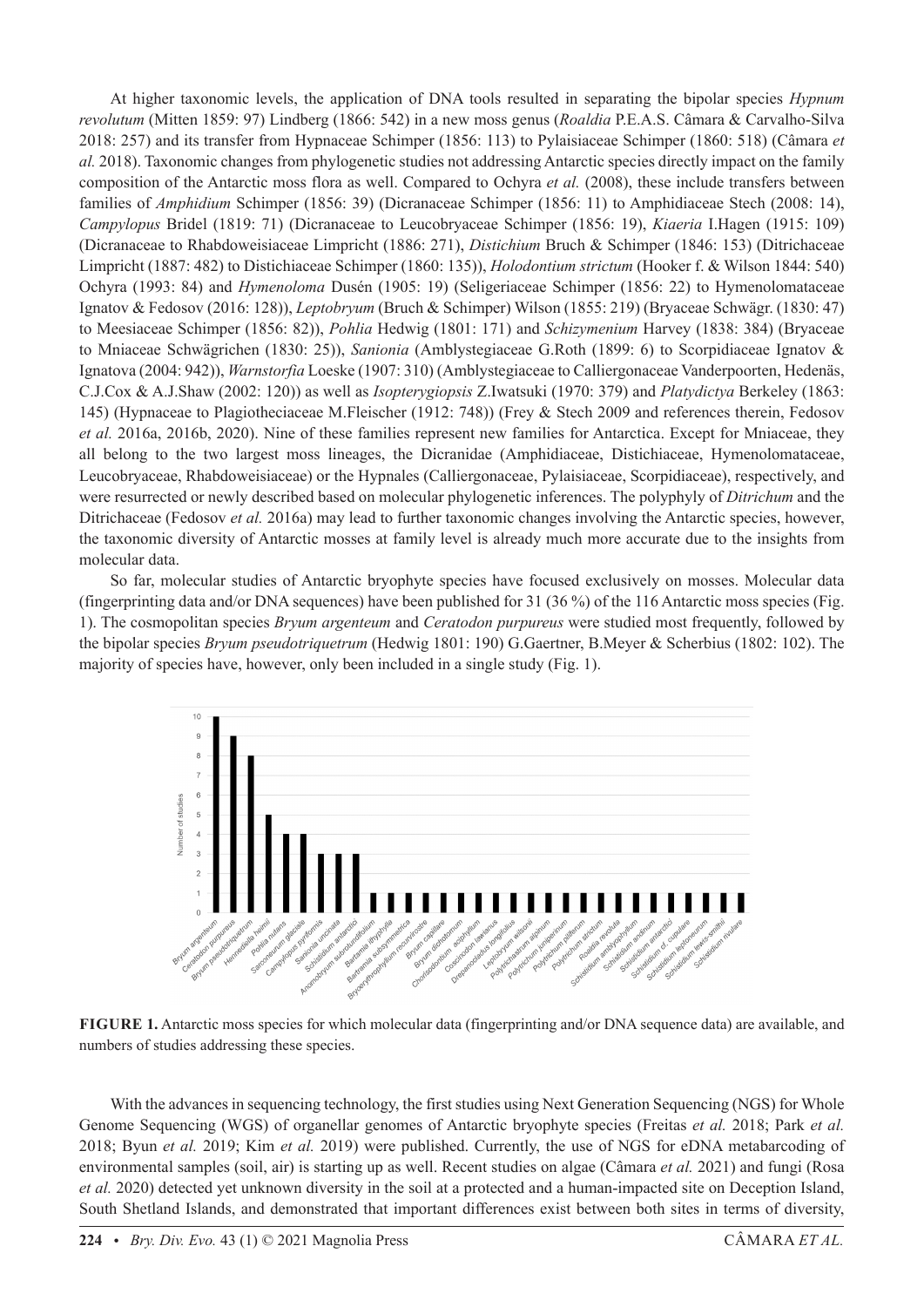At higher taxonomic levels, the application of DNA tools resulted in separating the bipolar species *Hypnum revolutum* (Mitten 1859: 97) Lindberg (1866: 542) in a new moss genus (*Roaldia* P.E.A.S. Câmara & Carvalho-Silva 2018: 257) and its transfer from Hypnaceae Schimper (1856: 113) to Pylaisiaceae Schimper (1860: 518) (Câmara *et al.* 2018). Taxonomic changes from phylogenetic studies not addressing Antarctic species directly impact on the family composition of the Antarctic moss flora as well. Compared to Ochyra *et al.* (2008), these include transfers between families of *Amphidium* Schimper (1856: 39) (Dicranaceae Schimper (1856: 11) to Amphidiaceae Stech (2008: 14), *Campylopus* Bridel (1819: 71) (Dicranaceae to Leucobryaceae Schimper (1856: 19), *Kiaeria* I.Hagen (1915: 109) (Dicranaceae to Rhabdoweisiaceae Limpricht (1886: 271), *Distichium* Bruch & Schimper (1846: 153) (Ditrichaceae Limpricht (1887: 482) to Distichiaceae Schimper (1860: 135)), *Holodontium strictum* (Hooker f. & Wilson 1844: 540) Ochyra (1993: 84) and *Hymenoloma* Dusén (1905: 19) (Seligeriaceae Schimper (1856: 22) to Hymenolomataceae Ignatov & Fedosov (2016: 128)), *Leptobryum* (Bruch & Schimper) Wilson (1855: 219) (Bryaceae Schwägr. (1830: 47) to Meesiaceae Schimper (1856: 82)), *Pohlia* Hedwig (1801: 171) and *Schizymenium* Harvey (1838: 384) (Bryaceae to Mniaceae Schwägrichen (1830: 25)), *Sanionia* (Amblystegiaceae G.Roth (1899: 6) to Scorpidiaceae Ignatov & Ignatova (2004: 942)), *Warnstorfia* Loeske (1907: 310) (Amblystegiaceae to Calliergonaceae Vanderpoorten, Hedenäs, C.J.Cox & A.J.Shaw (2002: 120)) as well as *Isopterygiopsis* Z.Iwatsuki (1970: 379) and *Platydictya* Berkeley (1863: 145) (Hypnaceae to Plagiotheciaceae M.Fleischer (1912: 748)) (Frey & Stech 2009 and references therein, Fedosov *et al.* 2016a, 2016b, 2020). Nine of these families represent new families for Antarctica. Except for Mniaceae, they all belong to the two largest moss lineages, the Dicranidae (Amphidiaceae, Distichiaceae, Hymenolomataceae, Leucobryaceae, Rhabdoweisiaceae) or the Hypnales (Calliergonaceae, Pylaisiaceae, Scorpidiaceae), respectively, and were resurrected or newly described based on molecular phylogenetic inferences. The polyphyly of *Ditrichum* and the Ditrichaceae (Fedosov *et al.* 2016a) may lead to further taxonomic changes involving the Antarctic species, however, the taxonomic diversity of Antarctic mosses at family level is already much more accurate due to the insights from molecular data.

So far, molecular studies of Antarctic bryophyte species have focused exclusively on mosses. Molecular data (fingerprinting data and/or DNA sequences) have been published for 31 (36 %) of the 116 Antarctic moss species (Fig. 1). The cosmopolitan species *Bryum argenteum* and *Ceratodon purpureus* were studied most frequently, followed by the bipolar species *Bryum pseudotriquetrum* (Hedwig 1801: 190) G.Gaertner, B.Meyer & Scherbius (1802: 102). The majority of species have, however, only been included in a single study (Fig. 1).

**FIGURE 1.** Antarctic moss species for which molecular data (fingerprinting and/or DNA sequence data) are available, and numbers of studies addressing these species.

With the advances in sequencing technology, the first studies using Next Generation Sequencing (NGS) for Whole Genome Sequencing (WGS) of organellar genomes of Antarctic bryophyte species (Freitas *et al.* 2018; Park *et al.* 2018; Byun *et al.* 2019; Kim *et al.* 2019) were published. Currently, the use of NGS for eDNA metabarcoding of environmental samples (soil, air) is starting up as well. Recent studies on algae (Câmara *et al.* 2021) and fungi (Rosa *et al.* 2020) detected yet unknown diversity in the soil at a protected and a human-impacted site on Deception Island, South Shetland Islands, and demonstrated that important differences exist between both sites in terms of diversity,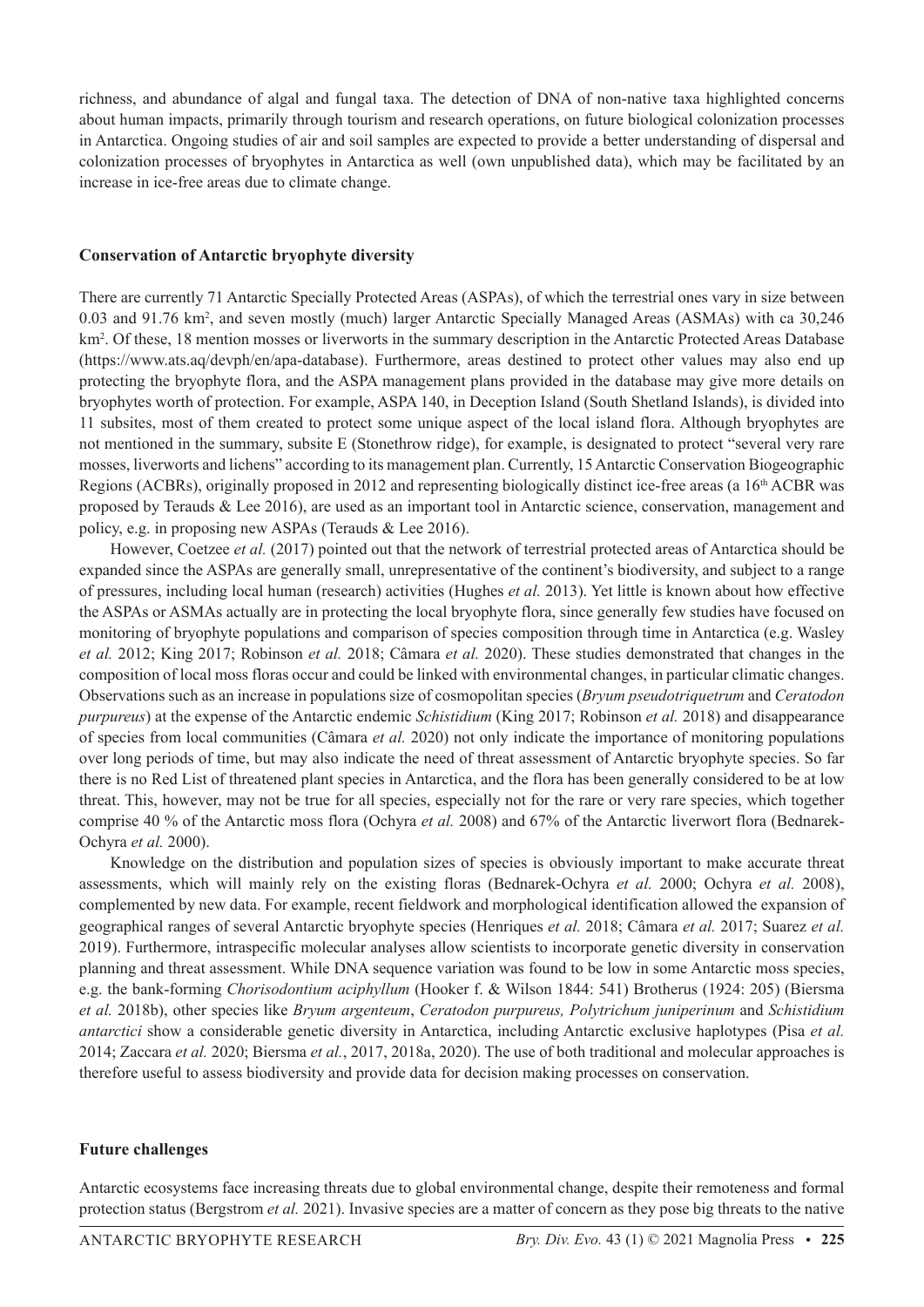richness, and abundance of algal and fungal taxa. The detection of DNA of non-native taxa highlighted concerns about human impacts, primarily through tourism and research operations, on future biological colonization processes in Antarctica. Ongoing studies of air and soil samples are expected to provide a better understanding of dispersal and colonization processes of bryophytes in Antarctica as well (own unpublished data), which may be facilitated by an increase in ice-free areas due to climate change.

## Conservation of Antarctic bryophyte diversity

There are currently 71 Antarctic Specially Protected Areas (ASPAs), of which the terrestrial ones vary in size between 0.03 and 91.76 km$^2$, and seven mostly (much) larger Antarctic Specially Managed Areas (ASMAs) with ca 30,246 km$^2$. Of these, 18 mention mosses or liverworts in the summary description in the Antarctic Protected Areas Database (https://www.ats.aq/devph/en/apa-database). Furthermore, areas destined to protect other values may also end up protecting the bryophyte flora, and the ASPA management plans provided in the database may give more details on bryophytes worth of protection. For example, ASPA 140, in Deception Island (South Shetland Islands), is divided into 11 subsites, most of them created to protect some unique aspect of the local island flora. Although bryophytes are not mentioned in the summary, subsite E (Stonethrow ridge), for example, is designated to protect "several very rare mosses, liverworts and lichens" according to its management plan. Currently, 15 Antarctic Conservation Biogeographic Regions (ACBRs), originally proposed in 2012 and representing biologically distinct ice-free areas (a 16$^{th}$ ACBR was proposed by Terauds & Lee 2016), are used as an important tool in Antarctic science, conservation, management and policy, e.g. in proposing new ASPAs (Terauds & Lee 2016).

However, Coetzee *et al.* (2017) pointed out that the network of terrestrial protected areas of Antarctica should be expanded since the ASPAs are generally small, unrepresentative of the continent's biodiversity, and subject to a range of pressures, including local human (research) activities (Hughes *et al.* 2013). Yet little is known about how effective the ASPAs or ASMAs actually are in protecting the local bryophyte flora, since generally few studies have focused on monitoring of bryophyte populations and comparison of species composition through time in Antarctica (e.g. Wasley *et al.* 2012; King 2017; Robinson *et al.* 2018; Câmara *et al.* 2020). These studies demonstrated that changes in the composition of local moss floras occur and could be linked with environmental changes, in particular climatic changes. Observations such as an increase in populations size of cosmopolitan species (*Bryum pseudotriquetrum* and *Ceratodon purpureus*) at the expense of the Antarctic endemic *Schistidium* (King 2017; Robinson *et al.* 2018) and disappearance of species from local communities (Câmara *et al.* 2020) not only indicate the importance of monitoring populations over long periods of time, but may also indicate the need of threat assessment of Antarctic bryophyte species. So far there is no Red List of threatened plant species in Antarctica, and the flora has been generally considered to be at low threat. This, however, may not be true for all species, especially not for the rare or very rare species, which together comprise 40 % of the Antarctic moss flora (Ochyra *et al.* 2008) and 67% of the Antarctic liverwort flora (Bednarek-Ochyra *et al.* 2000).

Knowledge on the distribution and population sizes of species is obviously important to make accurate threat assessments, which will mainly rely on the existing floras (Bednarek-Ochyra *et al.* 2000; Ochyra *et al.* 2008), complemented by new data. For example, recent fieldwork and morphological identification allowed the expansion of geographical ranges of several Antarctic bryophyte species (Henriques *et al.* 2018; Câmara *et al.* 2017; Suarez *et al.* 2019). Furthermore, intraspecific molecular analyses allow scientists to incorporate genetic diversity in conservation planning and threat assessment. While DNA sequence variation was found to be low in some Antarctic moss species, e.g. the bank-forming *Chorisodontium aciphyllum* (Hooker f. & Wilson 1844: 541) Brotherus (1924: 205) (Biersma *et al.* 2018b), other species like *Bryum argenteum*, *Ceratodon purpureus, Polytrichum juniperinum* and *Schistidium antarctici* show a considerable genetic diversity in Antarctica, including Antarctic exclusive haplotypes (Pisa *et al.* 2014; Zaccara *et al.* 2020; Biersma *et al.*, 2017, 2018a, 2020). The use of both traditional and molecular approaches is therefore useful to assess biodiversity and provide data for decision making processes on conservation.

## Future challenges

Antarctic ecosystems face increasing threats due to global environmental change, despite their remoteness and formal protection status (Bergstrom *et al.* 2021). Invasive species are a matter of concern as they pose big threats to the native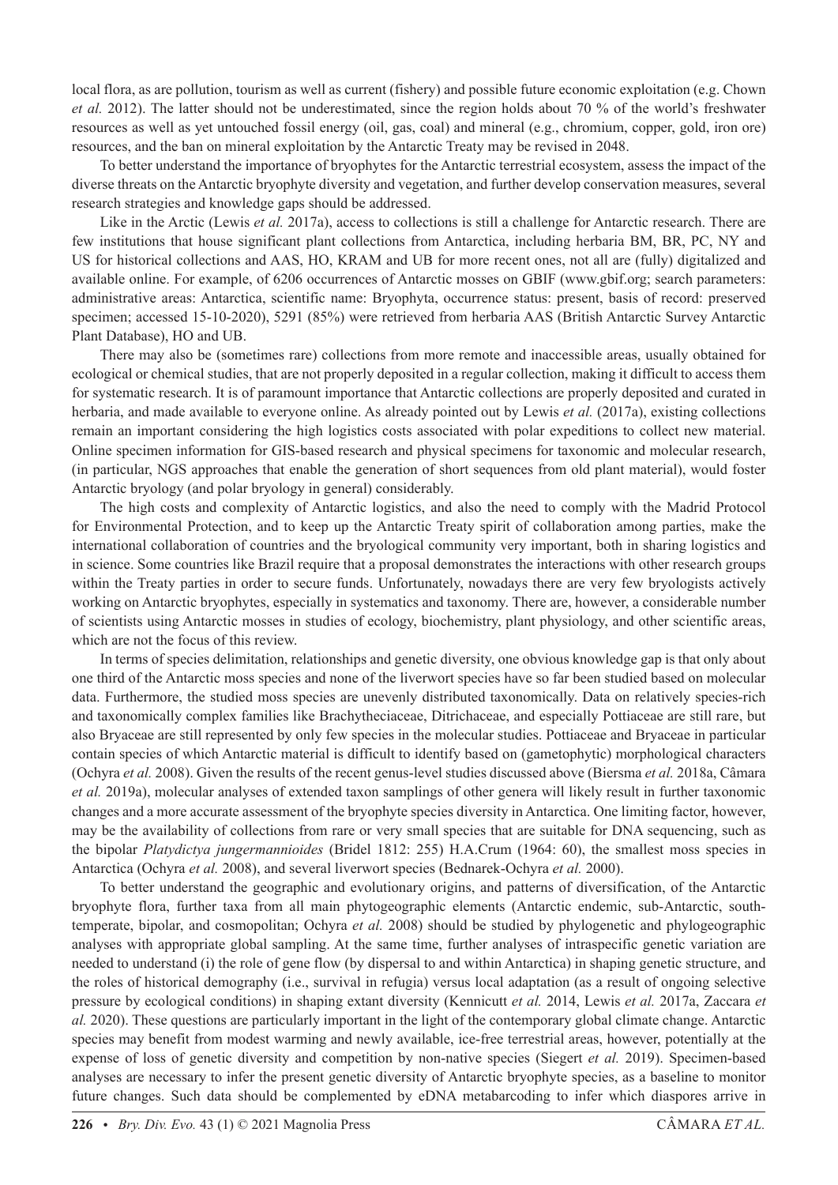local flora, as are pollution, tourism as well as current (fishery) and possible future economic exploitation (e.g. Chown *et al.* 2012). The latter should not be underestimated, since the region holds about 70 % of the world's freshwater resources as well as yet untouched fossil energy (oil, gas, coal) and mineral (e.g., chromium, copper, gold, iron ore) resources, and the ban on mineral exploitation by the Antarctic Treaty may be revised in 2048.

To better understand the importance of bryophytes for the Antarctic terrestrial ecosystem, assess the impact of the diverse threats on the Antarctic bryophyte diversity and vegetation, and further develop conservation measures, several research strategies and knowledge gaps should be addressed.

Like in the Arctic (Lewis *et al.* 2017a), access to collections is still a challenge for Antarctic research. There are few institutions that house significant plant collections from Antarctica, including herbaria BM, BR, PC, NY and US for historical collections and AAS, HO, KRAM and UB for more recent ones, not all are (fully) digitalized and available online. For example, of 6206 occurrences of Antarctic mosses on GBIF (www.gbif.org; search parameters: administrative areas: Antarctica, scientific name: Bryophyta, occurrence status: present, basis of record: preserved specimen; accessed 15-10-2020), 5291 (85%) were retrieved from herbaria AAS (British Antarctic Survey Antarctic Plant Database), HO and UB.

There may also be (sometimes rare) collections from more remote and inaccessible areas, usually obtained for ecological or chemical studies, that are not properly deposited in a regular collection, making it difficult to access them for systematic research. It is of paramount importance that Antarctic collections are properly deposited and curated in herbaria, and made available to everyone online. As already pointed out by Lewis *et al.* (2017a), existing collections remain an important considering the high logistics costs associated with polar expeditions to collect new material. Online specimen information for GIS-based research and physical specimens for taxonomic and molecular research, (in particular, NGS approaches that enable the generation of short sequences from old plant material), would foster Antarctic bryology (and polar bryology in general) considerably.

The high costs and complexity of Antarctic logistics, and also the need to comply with the Madrid Protocol for Environmental Protection, and to keep up the Antarctic Treaty spirit of collaboration among parties, make the international collaboration of countries and the bryological community very important, both in sharing logistics and in science. Some countries like Brazil require that a proposal demonstrates the interactions with other research groups within the Treaty parties in order to secure funds. Unfortunately, nowadays there are very few bryologists actively working on Antarctic bryophytes, especially in systematics and taxonomy. There are, however, a considerable number of scientists using Antarctic mosses in studies of ecology, biochemistry, plant physiology, and other scientific areas, which are not the focus of this review.

In terms of species delimitation, relationships and genetic diversity, one obvious knowledge gap is that only about one third of the Antarctic moss species and none of the liverwort species have so far been studied based on molecular data. Furthermore, the studied moss species are unevenly distributed taxonomically. Data on relatively species-rich and taxonomically complex families like Brachytheciaceae, Ditrichaceae, and especially Pottiaceae are still rare, but also Bryaceae are still represented by only few species in the molecular studies. Pottiaceae and Bryaceae in particular contain species of which Antarctic material is difficult to identify based on (gametophytic) morphological characters (Ochyra *et al.* 2008). Given the results of the recent genus-level studies discussed above (Biersma *et al.* 2018a, Câmara *et al.* 2019a), molecular analyses of extended taxon samplings of other genera will likely result in further taxonomic changes and a more accurate assessment of the bryophyte species diversity in Antarctica. One limiting factor, however, may be the availability of collections from rare or very small species that are suitable for DNA sequencing, such as the bipolar *Platydictya jungermannioides* (Bridel 1812: 255) H.A.Crum (1964: 60), the smallest moss species in Antarctica (Ochyra *et al.* 2008), and several liverwort species (Bednarek-Ochyra *et al.* 2000).

To better understand the geographic and evolutionary origins, and patterns of diversification, of the Antarctic bryophyte flora, further taxa from all main phytogeographic elements (Antarctic endemic, sub-Antarctic, south-temperate, bipolar, and cosmopolitan; Ochyra *et al.* 2008) should be studied by phylogenetic and phylogeographic analyses with appropriate global sampling. At the same time, further analyses of intraspecific genetic variation are needed to understand (i) the role of gene flow (by dispersal to and within Antarctica) in shaping genetic structure, and the roles of historical demography (i.e., survival in refugia) versus local adaptation (as a result of ongoing selective pressure by ecological conditions) in shaping extant diversity (Kennicutt *et al.* 2014, Lewis *et al.* 2017a, Zaccara *et al.* 2020). These questions are particularly important in the light of the contemporary global climate change. Antarctic species may benefit from modest warming and newly available, ice-free terrestrial areas, however, potentially at the expense of loss of genetic diversity and competition by non-native species (Siegert *et al.* 2019). Specimen-based analyses are necessary to infer the present genetic diversity of Antarctic bryophyte species, as a baseline to monitor future changes. Such data should be complemented by eDNA metabarcoding to infer which diaspores arrive in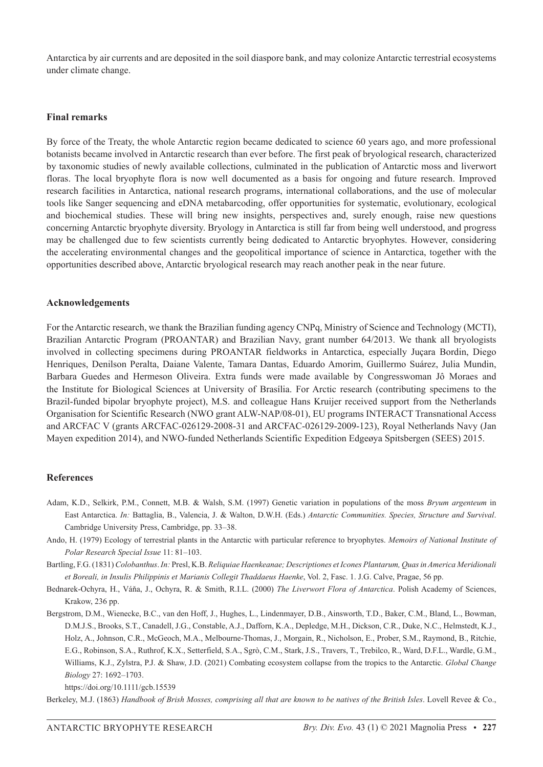Antarctica by air currents and are deposited in the soil diaspore bank, and may colonize Antarctic terrestrial ecosystems under climate change.

## Final remarks

By force of the Treaty, the whole Antarctic region became dedicated to science 60 years ago, and more professional botanists became involved in Antarctic research than ever before. The first peak of bryological research, characterized by taxonomic studies of newly available collections, culminated in the publication of Antarctic moss and liverwort floras. The local bryophyte flora is now well documented as a basis for ongoing and future research. Improved research facilities in Antarctica, national research programs, international collaborations, and the use of molecular tools like Sanger sequencing and eDNA metabarcoding, offer opportunities for systematic, evolutionary, ecological and biochemical studies. These will bring new insights, perspectives and, surely enough, raise new questions concerning Antarctic bryophyte diversity. Bryology in Antarctica is still far from being well understood, and progress may be challenged due to few scientists currently being dedicated to Antarctic bryophytes. However, considering the accelerating environmental changes and the geopolitical importance of science in Antarctica, together with the opportunities described above, Antarctic bryological research may reach another peak in the near future.

## Acknowledgements

For the Antarctic research, we thank the Brazilian funding agency CNPq, Ministry of Science and Technology (MCTI), Brazilian Antarctic Program (PROANTAR) and Brazilian Navy, grant number 64/2013. We thank all bryologists involved in collecting specimens during PROANTAR fieldworks in Antarctica, especially Juçara Bordin, Diego Henriques, Denilson Peralta, Daiane Valente, Tamara Dantas, Eduardo Amorim, Guillermo Suárez, Julia Mundin, Barbara Guedes and Hermeson Oliveira. Extra funds were made available by Congresswoman Jô Moraes and the Institute for Biological Sciences at University of Brasília. For Arctic research (contributing specimens to the Brazil-funded bipolar bryophyte project), M.S. and colleague Hans Kruijer received support from the Netherlands Organisation for Scientific Research (NWO grant ALW-NAP/08-01), EU programs INTERACT Transnational Access and ARCFAC V (grants ARCFAC-026129-2008-31 and ARCFAC-026129-2009-123), Royal Netherlands Navy (Jan Mayen expedition 2014), and NWO-funded Netherlands Scientific Expedition Edgeøya Spitsbergen (SEES) 2015.

## References

Adam, K.D., Selkirk, P.M., Connett, M.B. & Walsh, S.M. (1997) Genetic variation in populations of the moss *Bryum argenteum* in East Antarctica. *In:* Battaglia, B., Valencia, J. & Walton, D.W.H. (Eds.) *Antarctic Communities. Species, Structure and Survival*. Cambridge University Press, Cambridge, pp. 33–38.

Ando, H. (1979) Ecology of terrestrial plants in the Antarctic with particular reference to bryophytes. *Memoirs of National Institute of Polar Research Special Issue* 11: 81–103.

Bartling, F.G. (1831) *Colobanthus*. *In:* Presl, K.B. *Reliquiae Haenkeanae; Descriptiones et Icones Plantarum, Quas in America Meridionali et Boreali, in Insulis Philippinis et Marianis Collegit Thaddaeus Haenke*, Vol. 2, Fasc. 1. J.G. Calve, Pragae, 56 pp.

Bednarek-Ochyra, H., Váňa, J., Ochyra, R. & Smith, R.I.L. (2000) *The Liverwort Flora of Antarctica*. Polish Academy of Sciences, Krakow, 236 pp.

Bergstrom, D.M., Wienecke, B.C., van den Hoff, J., Hughes, L., Lindenmayer, D.B., Ainsworth, T.D., Baker, C.M., Bland, L., Bowman, D.M.J.S., Brooks, S.T., Canadell, J.G., Constable, A.J., Dafforn, K.A., Depledge, M.H., Dickson, C.R., Duke, N.C., Helmstedt, K.J., Holz, A., Johnson, C.R., McGeoch, M.A., Melbourne-Thomas, J., Morgain, R., Nicholson, E., Prober, S.M., Raymond, B., Ritchie, E.G., Robinson, S.A., Ruthrof, K.X., Setterfield, S.A., Sgrò, C.M., Stark, J.S., Travers, T., Trebilco, R., Ward, D.F.L., Wardle, G.M., Williams, K.J., Zylstra, P.J. & Shaw, J.D. (2021) Combating ecosystem collapse from the tropics to the Antarctic. *Global Change Biology* 27: 1692–1703.
https://doi.org/10.1111/gcb.15539

Berkeley, M.J. (1863) *Handbook of Brish Mosses, comprising all that are known to be natives of the British Isles*. Lovell Revee & Co.,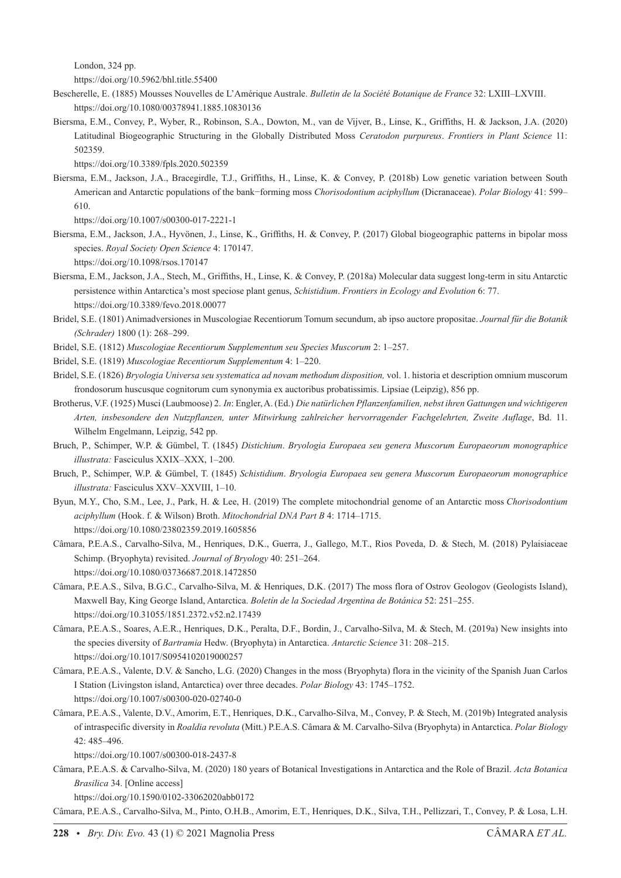London, 324 pp.
https://doi.org/10.5962/bhl.title.55400

Bescherelle, E. (1885) Mousses Nouvelles de L'Amérique Australe. *Bulletin de la Société Botanique de France* 32: LXIII–LXVIII.
https://doi.org/10.1080/00378941.1885.10830136

Biersma, E.M., Convey, P., Wyber, R., Robinson, S.A., Dowton, M., van de Vijver, B., Linse, K., Griffiths, H. & Jackson, J.A. (2020) Latitudinal Biogeographic Structuring in the Globally Distributed Moss *Ceratodon purpureus*. *Frontiers in Plant Science* 11: 502359.
https://doi.org/10.3389/fpls.2020.502359

Biersma, E.M., Jackson, J.A., Bracegirdle, T.J., Griffiths, H., Linse, K. & Convey, P. (2018b) Low genetic variation between South American and Antarctic populations of the bank−forming moss *Chorisodontium aciphyllum* (Dicranaceae). *Polar Biology* 41: 599–610.
https://doi.org/10.1007/s00300-017-2221-1

Biersma, E.M., Jackson, J.A., Hyvönen, J., Linse, K., Griffiths, H. & Convey, P. (2017) Global biogeographic patterns in bipolar moss species. *Royal Society Open Science* 4: 170147.
https://doi.org/10.1098/rsos.170147

Biersma, E.M., Jackson, J.A., Stech, M., Griffiths, H., Linse, K. & Convey, P. (2018a) Molecular data suggest long-term in situ Antarctic persistence within Antarctica's most speciose plant genus, *Schistidium*. *Frontiers in Ecology and Evolution* 6: 77.
https://doi.org/10.3389/fevo.2018.00077

Bridel, S.E. (1801) Animadversiones in Muscologiae Recentiorum Tomum secundum, ab ipso auctore propositae. *Journal für die Botanik (Schrader)* 1800 (1): 268–299.

Bridel, S.E. (1812) *Muscologiae Recentiorum Supplementum seu Species Muscorum* 2: 1–257.

Bridel, S.E. (1819) *Muscologiae Recentiorum Supplementum* 4: 1–220.

Bridel, S.E. (1826) *Bryologia Universa seu systematica ad novam methodum disposition,* vol. 1. historia et description omnium muscorum frondosorum huscusque cognitorum cum synonymia ex auctoribus probatissimis. Lipsiae (Leipzig), 856 pp.

Brotherus, V.F. (1925) Musci (Laubmoose) 2. *In*: Engler, A. (Ed.) *Die natürlichen Pflanzenfamilien, nebst ihren Gattungen und wichtigeren Arten, insbesondere den Nutzpflanzen, unter Mitwirkung zahlreicher hervorragender Fachgelehrten, Zweite Auflage*, Bd. 11. Wilhelm Engelmann, Leipzig, 542 pp.

Bruch, P., Schimper, W.P. & Gümbel, T. (1845) *Distichium*. *Bryologia Europaea seu genera Muscorum Europaeorum monographice illustrata:* Fasciculus XXIX–XXX, 1–200.

Bruch, P., Schimper, W.P. & Gümbel, T. (1845) *Schistidium*. *Bryologia Europaea seu genera Muscorum Europaeorum monographice illustrata:* Fasciculus XXV–XXVIII, 1–10.

Byun, M.Y., Cho, S.M., Lee, J., Park, H. & Lee, H. (2019) The complete mitochondrial genome of an Antarctic moss *Chorisodontium aciphyllum* (Hook. f. & Wilson) Broth. *Mitochondrial DNA Part B* 4: 1714–1715.
https://doi.org/10.1080/23802359.2019.1605856

Câmara, P.E.A.S., Carvalho-Silva, M., Henriques, D.K., Guerra, J., Gallego, M.T., Rios Poveda, D. & Stech, M. (2018) Pylaisiaceae Schimp. (Bryophyta) revisited. *Journal of Bryology* 40: 251–264.
https://doi.org/10.1080/03736687.2018.1472850

Câmara, P.E.A.S., Silva, B.G.C., Carvalho-Silva, M. & Henriques, D.K. (2017) The moss flora of Ostrov Geologov (Geologists Island), Maxwell Bay, King George Island, Antarctica. *Boletín de la Sociedad Argentina de Botánica* 52: 251–255.
https://doi.org/10.31055/1851.2372.v52.n2.17439

Câmara, P.E.A.S., Soares, A.E.R., Henriques, D.K., Peralta, D.F., Bordin, J., Carvalho-Silva, M. & Stech, M. (2019a) New insights into the species diversity of *Bartramia* Hedw. (Bryophyta) in Antarctica. *Antarctic Science* 31: 208–215.
https://doi.org/10.1017/S0954102019000257

Câmara, P.E.A.S., Valente, D.V. & Sancho, L.G. (2020) Changes in the moss (Bryophyta) flora in the vicinity of the Spanish Juan Carlos I Station (Livingston island, Antarctica) over three decades. *Polar Biology* 43: 1745–1752.
https://doi.org/10.1007/s00300-020-02740-0

Câmara, P.E.A.S., Valente, D.V., Amorim, E.T., Henriques, D.K., Carvalho-Silva, M., Convey, P. & Stech, M. (2019b) Integrated analysis of intraspecific diversity in *Roaldia revoluta* (Mitt.) P.E.A.S. Câmara & M. Carvalho-Silva (Bryophyta) in Antarctica. *Polar Biology* 42: 485–496.
https://doi.org/10.1007/s00300-018-2437-8

Câmara, P.E.A.S. & Carvalho-Silva, M. (2020) 180 years of Botanical Investigations in Antarctica and the Role of Brazil. *Acta Botanica Brasilica* 34. [Online access]
https://doi.org/10.1590/0102-33062020abb0172

Câmara, P.E.A.S., Carvalho-Silva, M., Pinto, O.H.B., Amorim, E.T., Henriques, D.K., Silva, T.H., Pellizzari, T., Convey, P. & Losa, L.H.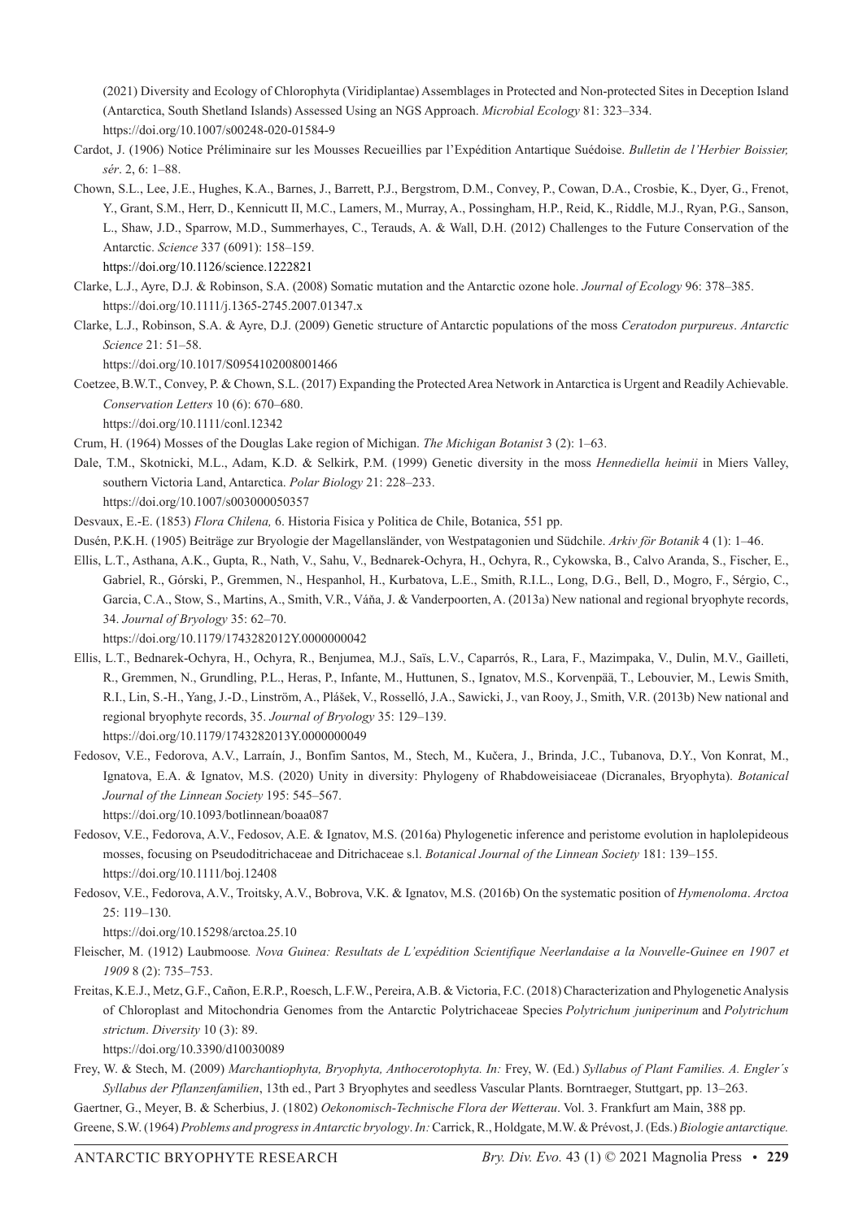(2021) Diversity and Ecology of Chlorophyta (Viridiplantae) Assemblages in Protected and Non-protected Sites in Deception Island (Antarctica, South Shetland Islands) Assessed Using an NGS Approach. *Microbial Ecology* 81: 323–334. https://doi.org/10.1007/s00248-020-01584-9

Cardot, J. (1906) Notice Préliminaire sur les Mousses Recueillies par l'Expédition Antartique Suédoise. *Bulletin de l'Herbier Boissier, sér*. 2, 6: 1–88.

Chown, S.L., Lee, J.E., Hughes, K.A., Barnes, J., Barrett, P.J., Bergstrom, D.M., Convey, P., Cowan, D.A., Crosbie, K., Dyer, G., Frenot, Y., Grant, S.M., Herr, D., Kennicutt II, M.C., Lamers, M., Murray, A., Possingham, H.P., Reid, K., Riddle, M.J., Ryan, P.G., Sanson, L., Shaw, J.D., Sparrow, M.D., Summerhayes, C., Terauds, A. & Wall, D.H. (2012) Challenges to the Future Conservation of the Antarctic. *Science* 337 (6091): 158–159. https://doi.org/10.1126/science.1222821

Clarke, L.J., Ayre, D.J. & Robinson, S.A. (2008) Somatic mutation and the Antarctic ozone hole. *Journal of Ecology* 96: 378–385. https://doi.org/10.1111/j.1365-2745.2007.01347.x

Clarke, L.J., Robinson, S.A. & Ayre, D.J. (2009) Genetic structure of Antarctic populations of the moss *Ceratodon purpureus*. *Antarctic Science* 21: 51–58. https://doi.org/10.1017/S0954102008001466

Coetzee, B.W.T., Convey, P. & Chown, S.L. (2017) Expanding the Protected Area Network in Antarctica is Urgent and Readily Achievable. *Conservation Letters* 10 (6): 670–680. https://doi.org/10.1111/conl.12342

Crum, H. (1964) Mosses of the Douglas Lake region of Michigan. *The Michigan Botanist* 3 (2): 1–63.

Dale, T.M., Skotnicki, M.L., Adam, K.D. & Selkirk, P.M. (1999) Genetic diversity in the moss *Hennediella heimii* in Miers Valley, southern Victoria Land, Antarctica. *Polar Biology* 21: 228–233. https://doi.org/10.1007/s003000050357

Desvaux, E.-E. (1853) *Flora Chilena,* 6. Historia Fisica y Politica de Chile, Botanica, 551 pp.

Dusén, P.K.H. (1905) Beiträge zur Bryologie der Magellansländer, von Westpatagonien und Südchile. *Arkiv för Botanik* 4 (1): 1–46.

Ellis, L.T., Asthana, A.K., Gupta, R., Nath, V., Sahu, V., Bednarek-Ochyra, H., Ochyra, R., Cykowska, B., Calvo Aranda, S., Fischer, E., Gabriel, R., Górski, P., Gremmen, N., Hespanhol, H., Kurbatova, L.E., Smith, R.I.L., Long, D.G., Bell, D., Mogro, F., Sérgio, C., Garcia, C.A., Stow, S., Martins, A., Smith, V.R., Váňa, J. & Vanderpoorten, A. (2013a) New national and regional bryophyte records, 34. *Journal of Bryology* 35: 62–70. https://doi.org/10.1179/1743282012Y.0000000042

Ellis, L.T., Bednarek-Ochyra, H., Ochyra, R., Benjumea, M.J., Saïs, L.V., Caparrós, R., Lara, F., Mazimpaka, V., Dulin, M.V., Gailleti, R., Gremmen, N., Grundling, P.L., Heras, P., Infante, M., Huttunen, S., Ignatov, M.S., Korvenpää, T., Lebouvier, M., Lewis Smith, R.I., Lin, S.-H., Yang, J.-D., Linström, A., Plášek, V., Rosselló, J.A., Sawicki, J., van Rooy, J., Smith, V.R. (2013b) New national and regional bryophyte records, 35. *Journal of Bryology* 35: 129–139. https://doi.org/10.1179/1743282013Y.0000000049

Fedosov, V.E., Fedorova, A.V., Larraín, J., Bonfim Santos, M., Stech, M., Kučera, J., Brinda, J.C., Tubanova, D.Y., Von Konrat, M., Ignatova, E.A. & Ignatov, M.S. (2020) Unity in diversity: Phylogeny of Rhabdoweisiaceae (Dicranales, Bryophyta). *Botanical Journal of the Linnean Society* 195: 545–567. https://doi.org/10.1093/botlinnean/boaa087

Fedosov, V.E., Fedorova, A.V., Fedosov, A.E. & Ignatov, M.S. (2016a) Phylogenetic inference and peristome evolution in haplolepideous mosses, focusing on Pseudoditrichaceae and Ditrichaceae s.l. *Botanical Journal of the Linnean Society* 181: 139–155. https://doi.org/10.1111/boj.12408

Fedosov, V.E., Fedorova, A.V., Troitsky, A.V., Bobrova, V.K. & Ignatov, M.S. (2016b) On the systematic position of *Hymenoloma*. *Arctoa* 25: 119–130. https://doi.org/10.15298/arctoa.25.10

Fleischer, M. (1912) Laubmoose*. Nova Guinea: Resultats de L'expédition Scientifique Neerlandaise a la Nouvelle-Guinee en 1907 et 1909* 8 (2): 735–753.

Freitas, K.E.J., Metz, G.F., Cañon, E.R.P., Roesch, L.F.W., Pereira, A.B. & Victoria, F.C. (2018) Characterization and Phylogenetic Analysis of Chloroplast and Mitochondria Genomes from the Antarctic Polytrichaceae Species *Polytrichum juniperinum* and *Polytrichum strictum*. *Diversity* 10 (3): 89. https://doi.org/10.3390/d10030089

Frey, W. & Stech, M. (2009) *Marchantiophyta, Bryophyta, Anthocerotophyta. In:* Frey, W. (Ed.) *Syllabus of Plant Families. A. Engler´s Syllabus der Pflanzenfamilien*, 13th ed., Part 3 Bryophytes and seedless Vascular Plants. Borntraeger, Stuttgart, pp. 13–263.

Gaertner, G., Meyer, B. & Scherbius, J. (1802) *Oekonomisch-Technische Flora der Wetterau*. Vol. 3. Frankfurt am Main, 388 pp.

Greene, S.W. (1964) *Problems and progress in Antarctic bryology*. *In:* Carrick, R., Holdgate, M.W. & Prévost, J. (Eds.) *Biologie antarctique.*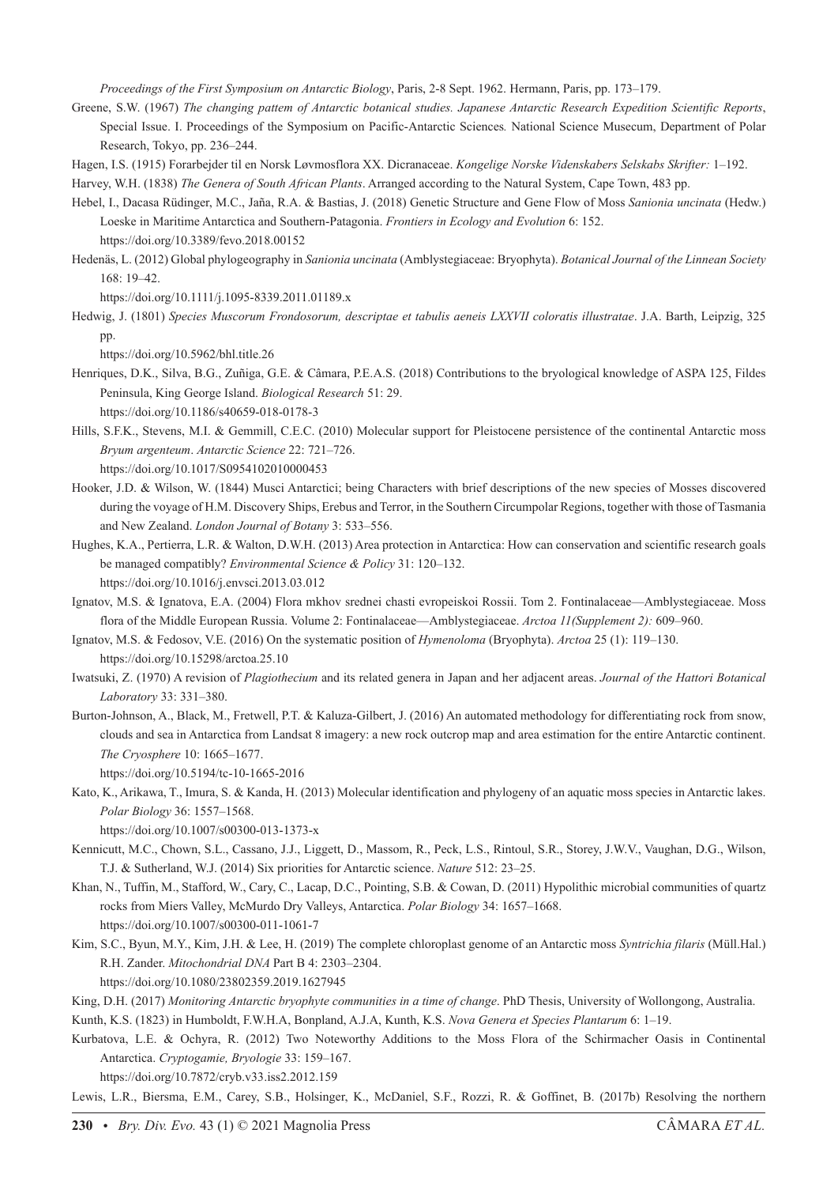*Proceedings of the First Symposium on Antarctic Biology*, Paris, 2-8 Sept. 1962. Hermann, Paris, pp. 173–179.

Greene, S.W. (1967) *The changing pattem of Antarctic botanical studies. Japanese Antarctic Research Expedition Scientific Reports*, Special Issue. I. Proceedings of the Symposium on Pacific-Antarctic Sciences*.* National Science Musecum, Department of Polar Research, Tokyo, pp. 236–244.

Hagen, I.S. (1915) Forarbejder til en Norsk Løvmosflora XX. Dicranaceae. *Kongelige Norske Videnskabers Selskabs Skrifter:* 1–192.

Harvey, W.H. (1838) *The Genera of South African Plants*. Arranged according to the Natural System, Cape Town, 483 pp.

Hebel, I., Dacasa Rüdinger, M.C., Jaña, R.A. & Bastias, J. (2018) Genetic Structure and Gene Flow of Moss *Sanionia uncinata* (Hedw.) Loeske in Maritime Antarctica and Southern-Patagonia. *Frontiers in Ecology and Evolution* 6: 152. https://doi.org/10.3389/fevo.2018.00152

Hedenäs, L. (2012) Global phylogeography in *Sanionia uncinata* (Amblystegiaceae: Bryophyta). *Botanical Journal of the Linnean Society* 168: 19–42. https://doi.org/10.1111/j.1095-8339.2011.01189.x

Hedwig, J. (1801) *Species Muscorum Frondosorum, descriptae et tabulis aeneis LXXVII coloratis illustratae*. J.A. Barth, Leipzig, 325 pp. https://doi.org/10.5962/bhl.title.26

Henriques, D.K., Silva, B.G., Zuñiga, G.E. & Câmara, P.E.A.S. (2018) Contributions to the bryological knowledge of ASPA 125, Fildes Peninsula, King George Island. *Biological Research* 51: 29. https://doi.org/10.1186/s40659-018-0178-3

Hills, S.F.K., Stevens, M.I. & Gemmill, C.E.C. (2010) Molecular support for Pleistocene persistence of the continental Antarctic moss *Bryum argenteum*. *Antarctic Science* 22: 721–726. https://doi.org/10.1017/S0954102010000453

Hooker, J.D. & Wilson, W. (1844) Musci Antarctici; being Characters with brief descriptions of the new species of Mosses discovered during the voyage of H.M. Discovery Ships, Erebus and Terror, in the Southern Circumpolar Regions, together with those of Tasmania and New Zealand. *London Journal of Botany* 3: 533–556.

Hughes, K.A., Pertierra, L.R. & Walton, D.W.H. (2013) Area protection in Antarctica: How can conservation and scientific research goals be managed compatibly? *Environmental Science & Policy* 31: 120–132. https://doi.org/10.1016/j.envsci.2013.03.012

Ignatov, M.S. & Ignatova, E.A. (2004) Flora mkhov srednei chasti evropeiskoi Rossii. Tom 2. Fontinalaceae—Amblystegiaceae. Moss flora of the Middle European Russia. Volume 2: Fontinalaceae—Amblystegiaceae. *Arctoa 11(Supplement 2):* 609–960.

Ignatov, M.S. & Fedosov, V.E. (2016) On the systematic position of *Hymenoloma* (Bryophyta). *Arctoa* 25 (1): 119–130. https://doi.org/10.15298/arctoa.25.10

Iwatsuki, Z. (1970) A revision of *Plagiothecium* and its related genera in Japan and her adjacent areas. *Journal of the Hattori Botanical Laboratory* 33: 331–380.

Burton-Johnson, A., Black, M., Fretwell, P.T. & Kaluza-Gilbert, J. (2016) An automated methodology for differentiating rock from snow, clouds and sea in Antarctica from Landsat 8 imagery: a new rock outcrop map and area estimation for the entire Antarctic continent. *The Cryosphere* 10: 1665–1677. https://doi.org/10.5194/tc-10-1665-2016

Kato, K., Arikawa, T., Imura, S. & Kanda, H. (2013) Molecular identification and phylogeny of an aquatic moss species in Antarctic lakes. *Polar Biology* 36: 1557–1568. https://doi.org/10.1007/s00300-013-1373-x

Kennicutt, M.C., Chown, S.L., Cassano, J.J., Liggett, D., Massom, R., Peck, L.S., Rintoul, S.R., Storey, J.W.V., Vaughan, D.G., Wilson, T.J. & Sutherland, W.J. (2014) Six priorities for Antarctic science. *Nature* 512: 23–25.

Khan, N., Tuffin, M., Stafford, W., Cary, C., Lacap, D.C., Pointing, S.B. & Cowan, D. (2011) Hypolithic microbial communities of quartz rocks from Miers Valley, McMurdo Dry Valleys, Antarctica. *Polar Biology* 34: 1657–1668. https://doi.org/10.1007/s00300-011-1061-7

Kim, S.C., Byun, M.Y., Kim, J.H. & Lee, H. (2019) The complete chloroplast genome of an Antarctic moss *Syntrichia filaris* (Müll.Hal.) R.H. Zander. *Mitochondrial DNA* Part B 4: 2303–2304. https://doi.org/10.1080/23802359.2019.1627945

King, D.H. (2017) *Monitoring Antarctic bryophyte communities in a time of change*. PhD Thesis, University of Wollongong, Australia.

Kunth, K.S. (1823) in Humboldt, F.W.H.A, Bonpland, A.J.A, Kunth, K.S. *Nova Genera et Species Plantarum* 6: 1–19.

Kurbatova, L.E. & Ochyra, R. (2012) Two Noteworthy Additions to the Moss Flora of the Schirmacher Oasis in Continental Antarctica. *Cryptogamie, Bryologie* 33: 159–167. https://doi.org/10.7872/cryb.v33.iss2.2012.159

Lewis, L.R., Biersma, E.M., Carey, S.B., Holsinger, K., McDaniel, S.F., Rozzi, R. & Goffinet, B. (2017b) Resolving the northern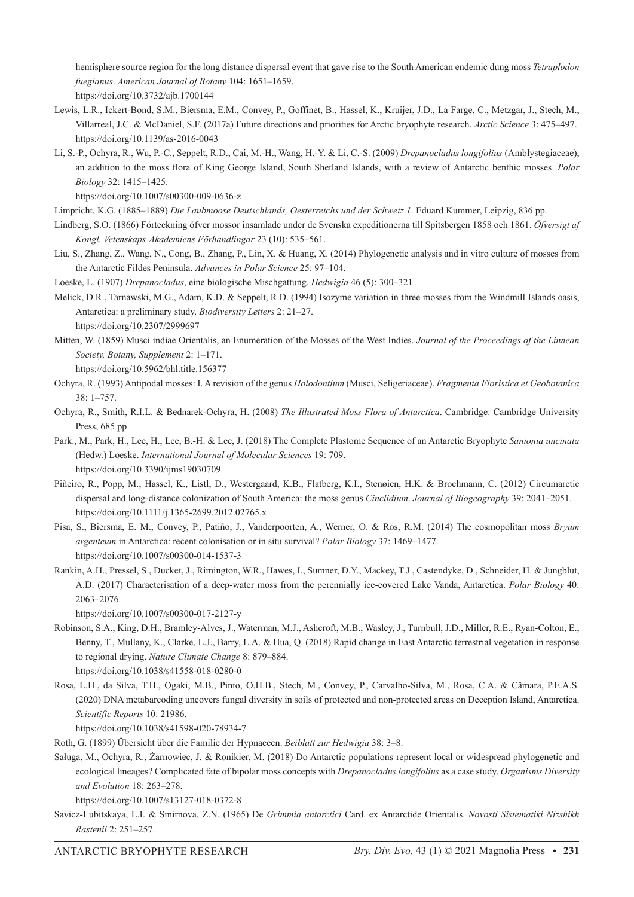hemisphere source region for the long distance dispersal event that gave rise to the South American endemic dung moss *Tetraplodon fuegianus*. *American Journal of Botany* 104: 1651–1659. https://doi.org/10.3732/ajb.1700144

Lewis, L.R., Ickert-Bond, S.M., Biersma, E.M., Convey, P., Goffinet, B., Hassel, K., Kruijer, J.D., La Farge, C., Metzgar, J., Stech, M., Villarreal, J.C. & McDaniel, S.F. (2017a) Future directions and priorities for Arctic bryophyte research. *Arctic Science* 3: 475–497. https://doi.org/10.1139/as-2016-0043

Li, S.-P., Ochyra, R., Wu, P.-C., Seppelt, R.D., Cai, M.-H., Wang, H.-Y. & Li, C.-S. (2009) *Drepanocladus longifolius* (Amblystegiaceae), an addition to the moss flora of King George Island, South Shetland Islands, with a review of Antarctic benthic mosses. *Polar Biology* 32: 1415–1425. https://doi.org/10.1007/s00300-009-0636-z

Limpricht, K.G. (1885–1889) *Die Laubmoose Deutschlands, Oesterreichs und der Schweiz 1*. Eduard Kummer, Leipzig, 836 pp.

Lindberg, S.O. (1866) Förteckning öfver mossor insamlade under de Svenska expeditionerna till Spitsbergen 1858 och 1861. *Öfversigt af Kongl. Vetenskaps-Akademiens Förhandlingar* 23 (10): 535–561.

Liu, S., Zhang, Z., Wang, N., Cong, B., Zhang, P., Lin, X. & Huang, X. (2014) Phylogenetic analysis and in vitro culture of mosses from the Antarctic Fildes Peninsula. *Advances in Polar Science* 25: 97–104.

Loeske, L. (1907) *Drepanocladus*, eine biologische Mischgattung. *Hedwigia* 46 (5): 300–321.

Melick, D.R., Tarnawski, M.G., Adam, K.D. & Seppelt, R.D. (1994) Isozyme variation in three mosses from the Windmill Islands oasis, Antarctica: a preliminary study. *Biodiversity Letters* 2: 21–27. https://doi.org/10.2307/2999697

Mitten, W. (1859) Musci indiae Orientalis, an Enumeration of the Mosses of the West Indies. *Journal of the Proceedings of the Linnean Society, Botany, Supplement* 2: 1–171. https://doi.org/10.5962/bhl.title.156377

Ochyra, R. (1993) Antipodal mosses: I. A revision of the genus *Holodontium* (Musci, Seligeriaceae). *Fragmenta Floristica et Geobotanica* 38: 1–757.

Ochyra, R., Smith, R.I.L. & Bednarek-Ochyra, H. (2008) *The Illustrated Moss Flora of Antarctica*. Cambridge: Cambridge University Press, 685 pp.

Park., M., Park, H., Lee, H., Lee, B.-H. & Lee, J. (2018) The Complete Plastome Sequence of an Antarctic Bryophyte *Sanionia uncinata* (Hedw.) Loeske. *International Journal of Molecular Sciences* 19: 709. https://doi.org/10.3390/ijms19030709

Piñeiro, R., Popp, M., Hassel, K., Listl, D., Westergaard, K.B., Flatberg, K.I., Stenøien, H.K. & Brochmann, C. (2012) Circumarctic dispersal and long-distance colonization of South America: the moss genus *Cinclidium*. *Journal of Biogeography* 39: 2041–2051. https://doi.org/10.1111/j.1365-2699.2012.02765.x

Pisa, S., Biersma, E. M., Convey, P., Patiño, J., Vanderpoorten, A., Werner, O. & Ros, R.M. (2014) The cosmopolitan moss *Bryum argenteum* in Antarctica: recent colonisation or in situ survival? *Polar Biology* 37: 1469–1477. https://doi.org/10.1007/s00300-014-1537-3

Rankin, A.H., Pressel, S., Ducket, J., Rimington, W.R., Hawes, I., Sumner, D.Y., Mackey, T.J., Castendyke, D., Schneider, H. & Jungblut, A.D. (2017) Characterisation of a deep-water moss from the perennially ice-covered Lake Vanda, Antarctica. *Polar Biology* 40: 2063–2076. https://doi.org/10.1007/s00300-017-2127-y

Robinson, S.A., King, D.H., Bramley-Alves, J., Waterman, M.J., Ashcroft, M.B., Wasley, J., Turnbull, J.D., Miller, R.E., Ryan-Colton, E., Benny, T., Mullany, K., Clarke, L.J., Barry, L.A. & Hua, Q. (2018) Rapid change in East Antarctic terrestrial vegetation in response to regional drying. *Nature Climate Change* 8: 879–884. https://doi.org/10.1038/s41558-018-0280-0

Rosa, L.H., da Silva, T.H., Ogaki, M.B., Pinto, O.H.B., Stech, M., Convey, P., Carvalho-Silva, M., Rosa, C.A. & Câmara, P.E.A.S. (2020) DNA metabarcoding uncovers fungal diversity in soils of protected and non-protected areas on Deception Island, Antarctica. *Scientific Reports* 10: 21986. https://doi.org/10.1038/s41598-020-78934-7

Roth, G. (1899) Übersicht über die Familie der Hypnaceen. *Beiblatt zur Hedwigia* 38: 3–8.

Saługa, M., Ochyra, R., Żarnowiec, J. & Ronikier, M. (2018) Do Antarctic populations represent local or widespread phylogenetic and ecological lineages? Complicated fate of bipolar moss concepts with *Drepanocladus longifolius* as a case study. *Organisms Diversity and Evolution* 18: 263–278. https://doi.org/10.1007/s13127-018-0372-8

Savicz-Lubitskaya, L.I. & Smirnova, Z.N. (1965) De *Grimmia antarctici* Card. ex Antarctide Orientalis. *Novosti Sistematiki Nizshikh Rastenii* 2: 251–257.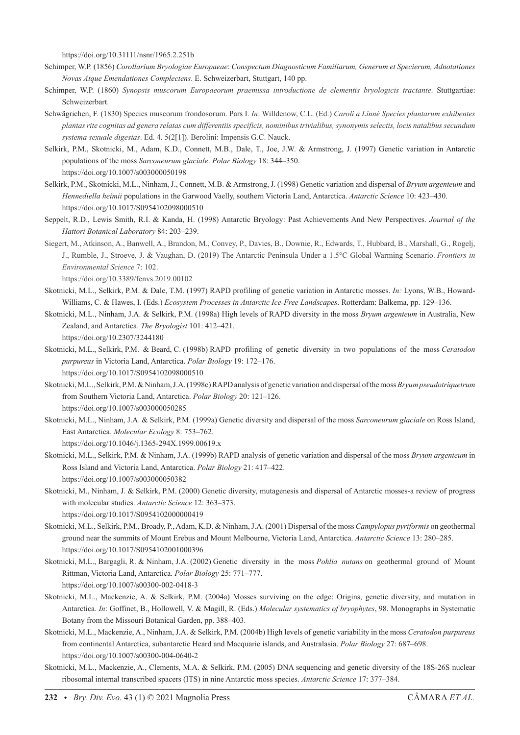https://doi.org/10.31111/nsnr/1965.2.251b

Schimper, W.P. (1856) *Corollarium Bryologiae Europaeae*: *Conspectum Diagnosticum Familiarum, Generum et Specierum, Adnotationes Novas Atque Emendationes Complectens*. E. Schweizerbart, Stuttgart, 140 pp.

Schimper, W.P. (1860) *Synopsis muscorum Europaeorum praemissa introductione de elementis bryologicis tractante*. Stuttgartiae: Schweizerbart.

Schwägrichen, F. (1830) Species muscorum frondosorum. Pars I. *In*: Willdenow, C.L. (Ed.) *Caroli a Linné Species plantarum exhibentes plantas rite cognitas ad genera relatas cum differentiis specificis, nominibus trivialibus, synonymis selectis, locis natalibus secundum systema sexuale digestas*. Ed. 4. 5(2[1]). Berolini: Impensis G.C. Nauck.

Selkirk, P.M., Skotnicki, M., Adam, K.D., Connett, M.B., Dale, T., Joe, J.W. & Armstrong, J. (1997) Genetic variation in Antarctic populations of the moss *Sarconeurum glaciale*. *Polar Biology* 18: 344–350. https://doi.org/10.1007/s003000050198

Selkirk, P.M., Skotnicki, M.L., Ninham, J., Connett, M.B. & Armstrong, J. (1998) Genetic variation and dispersal of *Bryum argenteum* and *Hennediella heimii* populations in the Garwood Vaelly, southern Victoria Land, Antarctica. *Antarctic Science* 10: 423–430. https://doi.org/10.1017/S0954102098000510

Seppelt, R.D., Lewis Smith, R.I. & Kanda, H. (1998) Antarctic Bryology: Past Achievements And New Perspectives. *Journal of the Hattori Botanical Laboratory* 84: 203–239.

Siegert, M., Atkinson, A., Banwell, A., Brandon, M., Convey, P., Davies, B., Downie, R., Edwards, T., Hubbard, B., Marshall, G., Rogelj, J., Rumble, J., Stroeve, J. & Vaughan, D. (2019) The Antarctic Peninsula Under a 1.5°C Global Warming Scenario. *Frontiers in Environmental Science* 7: 102. https://doi.org/10.3389/fenvs.2019.00102

Skotnicki, M.L., Selkirk, P.M. & Dale, T.M. (1997) RAPD profiling of genetic variation in Antarctic mosses. *In:* Lyons, W.B., Howard-Williams, C. & Hawes, I. (Eds.) *Ecosystem Processes in Antarctic Ice-Free Landscapes*. Rotterdam: Balkema, pp. 129–136.

Skotnicki, M.L., Ninham, J.A. & Selkirk, P.M. (1998a) High levels of RAPD diversity in the moss *Bryum argenteum* in Australia, New Zealand, and Antarctica. *The Bryologist* 101: 412–421. https://doi.org/10.2307/3244180

Skotnicki, M.L., Selkirk, P.M. & Beard, C. (1998b) RAPD profiling of genetic diversity in two populations of the moss *Ceratodon purpureus* in Victoria Land, Antarctica. *Polar Biology* 19: 172–176. https://doi.org/10.1017/S0954102098000510

Skotnicki, M.L., Selkirk, P.M. & Ninham, J.A. (1998c) RAPD analysis of genetic variation and dispersal of the moss *Bryum pseudotriquetrum* from Southern Victoria Land, Antarctica. *Polar Biology* 20: 121–126. https://doi.org/10.1007/s003000050285

Skotnicki, M.L., Ninham, J.A. & Selkirk, P.M. (1999a) Genetic diversity and dispersal of the moss *Sarconeurum glaciale* on Ross Island, East Antarctica. *Molecular Ecology* 8: 753–762. https://doi.org/10.1046/j.1365-294X.1999.00619.x

Skotnicki, M.L., Selkirk, P.M. & Ninham, J.A. (1999b) RAPD analysis of genetic variation and dispersal of the moss *Bryum argenteum* in Ross Island and Victoria Land, Antarctica. *Polar Biology* 21: 417–422. https://doi.org/10.1007/s003000050382

Skotnicki, M., Ninham, J. & Selkirk, P.M. (2000) Genetic diversity, mutagenesis and dispersal of Antarctic mosses-a review of progress with molecular studies. *Antarctic Science* 12: 363–373. https://doi.org/10.1017/S0954102000000419

Skotnicki, M.L., Selkirk, P.M., Broady, P., Adam, K.D. & Ninham, J.A. (2001) Dispersal of the moss *Campylopus pyriformis* on geothermal ground near the summits of Mount Erebus and Mount Melbourne, Victoria Land, Antarctica. *Antarctic Science* 13: 280–285. https://doi.org/10.1017/S0954102001000396

Skotnicki, M.L., Bargagli, R. & Ninham, J.A. (2002) Genetic diversity in the moss *Pohlia nutans* on geothermal ground of Mount Rittman, Victoria Land, Antarctica. *Polar Biology* 25: 771–777. https://doi.org/10.1007/s00300-002-0418-3

Skotnicki, M.L., Mackenzie, A. & Selkirk, P.M. (2004a) Mosses surviving on the edge: Origins, genetic diversity, and mutation in Antarctica. *In*: Goffinet, B., Hollowell, V. & Magill, R. (Eds.) *Molecular systematics of bryophytes*, 98. Monographs in Systematic Botany from the Missouri Botanical Garden, pp. 388–403.

Skotnicki, M.L., Mackenzie, A., Ninham, J.A. & Selkirk, P.M. (2004b) High levels of genetic variability in the moss *Ceratodon purpureus* from continental Antarctica, subantarctic Heard and Macquarie islands, and Australasia. *Polar Biology* 27: 687–698. https://doi.org/10.1007/s00300-004-0640-2

Skotnicki, M.L., Mackenzie, A., Clements, M.A. & Selkirk, P.M. (2005) DNA sequencing and genetic diversity of the 18S-26S nuclear ribosomal internal transcribed spacers (ITS) in nine Antarctic moss species. *Antarctic Science* 17: 377–384.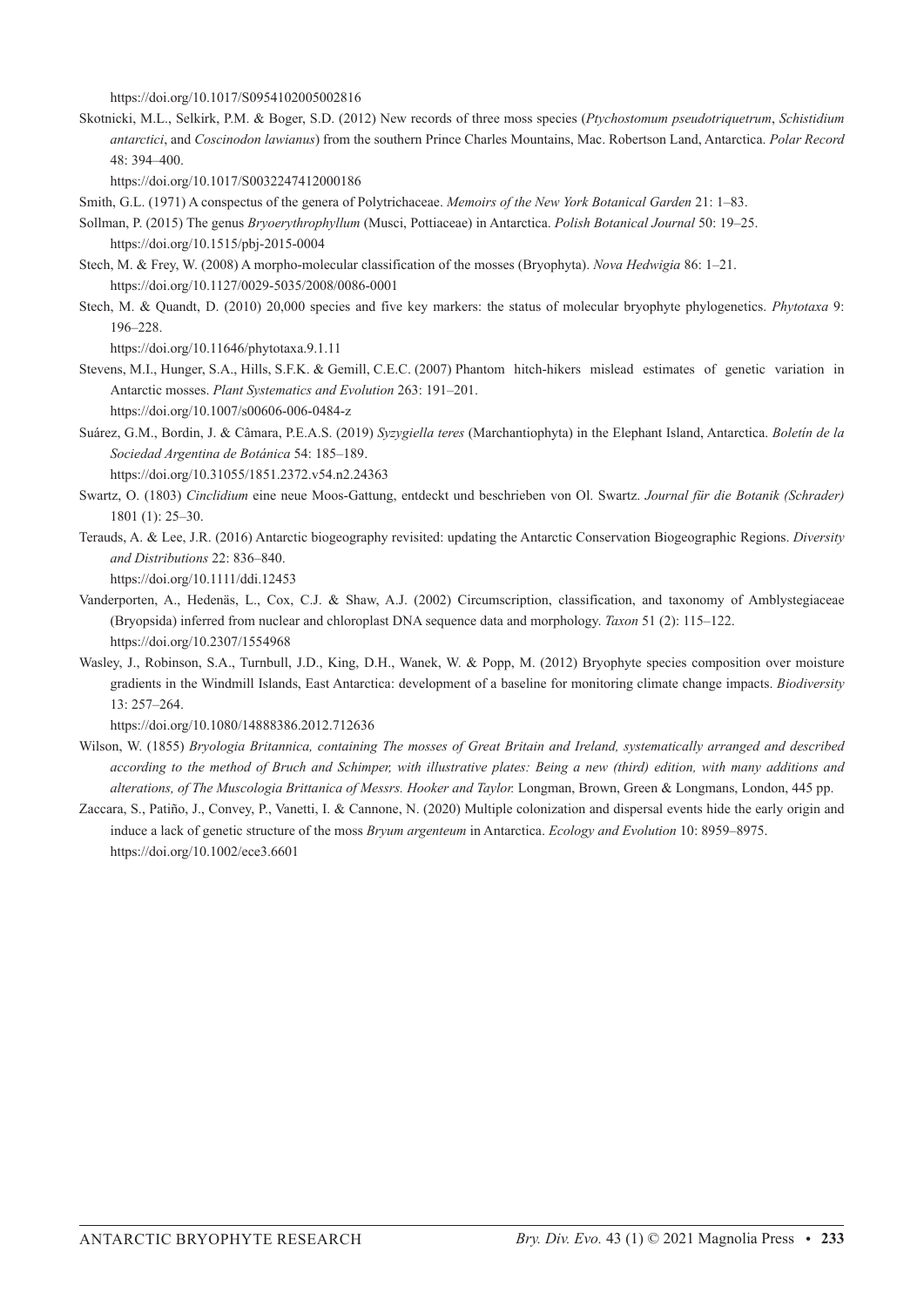https://doi.org/10.1017/S0954102005002816

Skotnicki, M.L., Selkirk, P.M. & Boger, S.D. (2012) New records of three moss species (*Ptychostomum pseudotriquetrum*, *Schistidium antarctici*, and *Coscinodon lawianus*) from the southern Prince Charles Mountains, Mac. Robertson Land, Antarctica. *Polar Record* 48: 394–400.
https://doi.org/10.1017/S0032247412000186

Smith, G.L. (1971) A conspectus of the genera of Polytrichaceae. *Memoirs of the New York Botanical Garden* 21: 1–83.

Sollman, P. (2015) The genus *Bryoerythrophyllum* (Musci, Pottiaceae) in Antarctica. *Polish Botanical Journal* 50: 19–25.
https://doi.org/10.1515/pbj-2015-0004

Stech, M. & Frey, W. (2008) A morpho-molecular classification of the mosses (Bryophyta). *Nova Hedwigia* 86: 1–21.
https://doi.org/10.1127/0029-5035/2008/0086-0001

Stech, M. & Quandt, D. (2010) 20,000 species and five key markers: the status of molecular bryophyte phylogenetics. *Phytotaxa* 9: 196–228.
https://doi.org/10.11646/phytotaxa.9.1.11

Stevens, M.I., Hunger, S.A., Hills, S.F.K. & Gemill, C.E.C. (2007) Phantom hitch-hikers mislead estimates of genetic variation in Antarctic mosses. *Plant Systematics and Evolution* 263: 191–201.
https://doi.org/10.1007/s00606-006-0484-z

Suárez, G.M., Bordin, J. & Câmara, P.E.A.S. (2019) *Syzygiella teres* (Marchantiophyta) in the Elephant Island, Antarctica. *Boletín de la Sociedad Argentina de Botánica* 54: 185–189.
https://doi.org/10.31055/1851.2372.v54.n2.24363

Swartz, O. (1803) *Cinclidium* eine neue Moos-Gattung, entdeckt und beschrieben von Ol. Swartz. *Journal für die Botanik (Schrader)* 1801 (1): 25–30.

Terauds, A. & Lee, J.R. (2016) Antarctic biogeography revisited: updating the Antarctic Conservation Biogeographic Regions. *Diversity and Distributions* 22: 836–840.
https://doi.org/10.1111/ddi.12453

Vanderporten, A., Hedenäs, L., Cox, C.J. & Shaw, A.J. (2002) Circumscription, classification, and taxonomy of Amblystegiaceae (Bryopsida) inferred from nuclear and chloroplast DNA sequence data and morphology. *Taxon* 51 (2): 115–122.
https://doi.org/10.2307/1554968

Wasley, J., Robinson, S.A., Turnbull, J.D., King, D.H., Wanek, W. & Popp, M. (2012) Bryophyte species composition over moisture gradients in the Windmill Islands, East Antarctica: development of a baseline for monitoring climate change impacts. *Biodiversity* 13: 257–264.
https://doi.org/10.1080/14888386.2012.712636

Wilson, W. (1855) *Bryologia Britannica, containing The mosses of Great Britain and Ireland, systematically arranged and described according to the method of Bruch and Schimper, with illustrative plates: Being a new (third) edition, with many additions and alterations, of The Muscologia Brittanica of Messrs. Hooker and Taylor.* Longman, Brown, Green & Longmans, London, 445 pp.

Zaccara, S., Patiño, J., Convey, P., Vanetti, I. & Cannone, N. (2020) Multiple colonization and dispersal events hide the early origin and induce a lack of genetic structure of the moss *Bryum argenteum* in Antarctica. *Ecology and Evolution* 10: 8959–8975.
https://doi.org/10.1002/ece3.6601